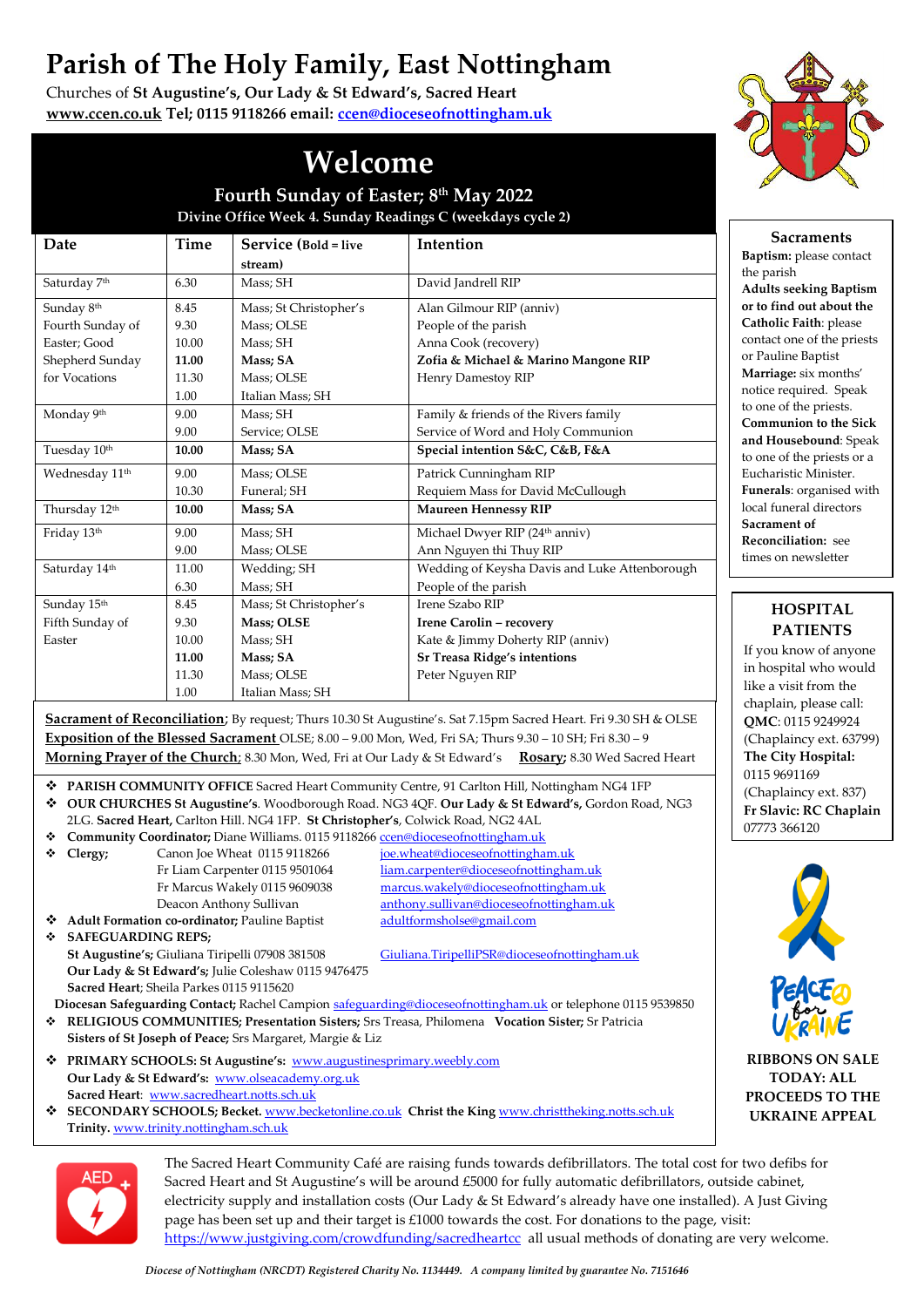# Parish of The Holy Family, East Nottingham

Churches of **St Augustine's, Our Lady & St Edward's, Sacred Heart**
**www.ccen.co.uk Tel; 0115 9118266 email: ccen@dioceseofnottingham.uk**

## Welcome

**Fourth Sunday of Easter; 8th May 2022**
**Divine Office Week 4. Sunday Readings C (weekdays cycle 2)**

| Date | Time | Service (Bold = live stream) | Intention |
|---|---|---|---|
| Saturday 7th | 6.30 | Mass; SH | David Jandrell RIP |
| Sunday 8th Fourth Sunday of Easter; Good Shepherd Sunday for Vocations | 8.45 | Mass; St Christopher's | Alan Gilmour RIP (anniv) |
| | 9.30 | Mass; OLSE | People of the parish |
| | 10.00 | Mass; SH | Anna Cook (recovery) |
| | **11.00** | **Mass; SA** | **Zofia & Michael & Marino Mangone RIP** |
| | 11.30 | Mass; OLSE | Henry Damestoy RIP |
| | 1.00 | Italian Mass; SH | |
| Monday 9th | 9.00 | Mass; SH | Family & friends of the Rivers family |
| | 9.00 | Service; OLSE | Service of Word and Holy Communion |
| Tuesday 10th | **10.00** | **Mass; SA** | **Special intention S&C, C&B, F&A** |
| Wednesday 11th | 9.00 | Mass; OLSE | Patrick Cunningham RIP |
| | 10.30 | Funeral; SH | Requiem Mass for David McCullough |
| Thursday 12th | **10.00** | **Mass; SA** | **Maureen Hennessy RIP** |
| Friday 13th | 9.00 | Mass; SH | Michael Dwyer RIP (24th anniv) |
| | 9.00 | Mass; OLSE | Ann Nguyen thi Thuy RIP |
| Saturday 14th | 11.00 | Wedding; SH | Wedding of Keysha Davis and Luke Attenborough |
| | 6.30 | Mass; SH | People of the parish |
| Sunday 15th Fifth Sunday of Easter | 8.45 | Mass; St Christopher's | Irene Szabo RIP |
| | 9.30 | **Mass; OLSE** | **Irene Carolin – recovery** |
| | 10.00 | Mass; SH | Kate & Jimmy Doherty RIP (anniv) |
| | **11.00** | **Mass; SA** | **Sr Treasa Ridge's intentions** |
| | 11.30 | Mass; OLSE | Peter Nguyen RIP |
| | 1.00 | Italian Mass; SH | |

**Sacrament of Reconciliation**; By request; Thurs 10.30 St Augustine's. Sat 7.15pm Sacred Heart. Fri 9.30 SH & OLSE
**Exposition of the Blessed Sacrament** OLSE; 8.00 – 9.00 Mon, Wed, Fri SA; Thurs 9.30 – 10 SH; Fri 8.30 – 9
**Morning Prayer of the Church**; 8.30 Mon, Wed, Fri at Our Lady & St Edward's **Rosary;** 8.30 Wed Sacred Heart

- **PARISH COMMUNITY OFFICE** Sacred Heart Community Centre, 91 Carlton Hill, Nottingham NG4 1FP
- **OUR CHURCHES St Augustine's**. Woodborough Road. NG3 4QF. **Our Lady & St Edward's,** Gordon Road, NG3 2LG. **Sacred Heart,** Carlton Hill. NG4 1FP. **St Christopher's**, Colwick Road, NG2 4AL
- **Community Coordinator;** Diane Williams. 0115 9118266 ccen@dioceseofnottingham.uk
- **Clergy;**
  - Canon Joe Wheat 0115 9118266 joe.wheat@dioceseofnottingham.uk
  - Fr Liam Carpenter 0115 9501064 liam.carpenter@dioceseofnottingham.uk
  - Fr Marcus Wakely 0115 9609038 marcus.wakely@dioceseofnottingham.uk
  - Deacon Anthony Sullivan anthony.sullivan@dioceseofnottingham.uk
- **Adult Formation co-ordinator;** Pauline Baptist adultformsholse@gmail.com
- **SAFEGUARDING REPS;**
  **St Augustine's;** Giuliana Tiripelli 07908 381508 Giuliana.TiripelliPSR@dioceseofnottingham.uk
  **Our Lady & St Edward's;** Julie Coleshaw 0115 9476423
  **Sacred Heart**; Sheila Parkes 0115 9115620

**Diocesan Safeguarding Contact;** Rachel Campion safeguarding@dioceseofnottingham.uk or telephone 0115 9539850

- **RELIGIOUS COMMUNITIES; Presentation Sisters;** Srs Treasa, Philomena **Vocation Sister;** Sr Patricia
  **Sisters of St Joseph of Peace;** Srs Margaret, Margie & Liz
- **PRIMARY SCHOOLS: St Augustine's:** www.augustinesprimary.weebly.com
  **Our Lady & St Edward's:** www.olseacademy.org.uk
  **Sacred Heart**: www.sacredheart.notts.sch.uk
- **SECONDARY SCHOOLS; Becket.** www.becketonline.co.uk **Christ the King** www.christtheking.notts.sch.uk
  **Trinity.** www.trinity.nottingham.sch.uk

### Sacraments

**Baptism:** please contact the parish
**Adults seeking Baptism or to find out about the Catholic Faith**: please contact one of the priests or Pauline Baptist
**Marriage:** six months' notice required. Speak to one of the priests.
**Communion to the Sick and Housebound**: Speak to one of the priests or a Eucharistic Minister.
**Funerals**: organised with local funeral directors
**Sacrament of Reconciliation:** see times on newsletter

### HOSPITAL PATIENTS

If you know of anyone in hospital who would like a visit from the chaplain, please call:
**QMC**: 0115 9249924 (Chaplaincy ext. 63799)
**The City Hospital:** 0115 9691169 (Chaplaincy ext. 837)
**Fr Slavic: RC Chaplain** 07773 366120

**RIBBONS ON SALE TODAY: ALL PROCEEDS TO THE UKRAINE APPEAL**

The Sacred Heart Community Café are raising funds towards defibrillators. The total cost for two defibs for Sacred Heart and St Augustine's will be around £5000 for fully automatic defibrillators, outside cabinet, electricity supply and installation costs (Our Lady & St Edward's already have one installed). A Just Giving page has been set up and their target is £1000 towards the cost. For donations to the page, visit: https://www.justgiving.com/crowdfunding/sacredheartcc all usual methods of donating are very welcome.

*Diocese of Nottingham (NRCDT) Registered Charity No. 1134449. A company limited by guarantee No. 7151646*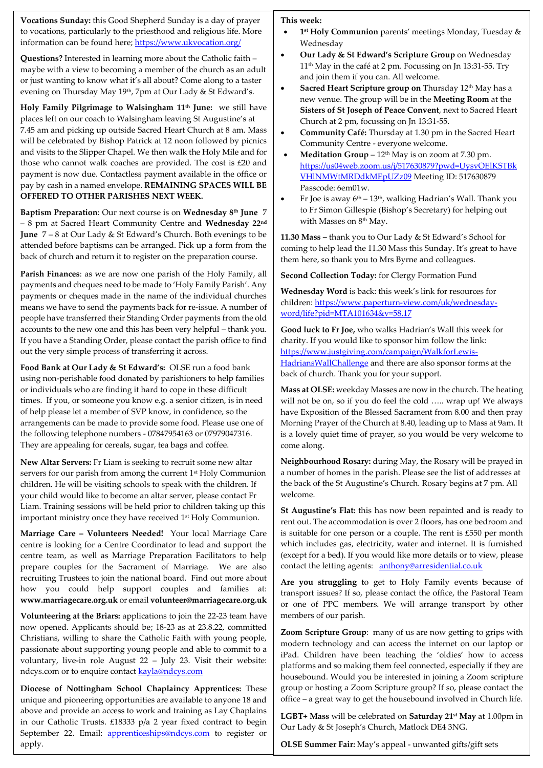**Vocations Sunday:** this Good Shepherd Sunday is a day of prayer to vocations, particularly to the priesthood and religious life. More information can be found here; https://www.ukvocation.org/

**Questions?** Interested in learning more about the Catholic faith – maybe with a view to becoming a member of the church as an adult or just wanting to know what it's all about? Come along to a taster evening on Thursday May 19th, 7pm at Our Lady & St Edward's.

**Holy Family Pilgrimage to Walsingham 11th June:** we still have places left on our coach to Walsingham leaving St Augustine's at 7.45 am and picking up outside Sacred Heart Church at 8 am. Mass will be celebrated by Bishop Patrick at 12 noon followed by picnics and visits to the Slipper Chapel. We then walk the Holy Mile and for those who cannot walk coaches are provided. The cost is £20 and payment is now due. Contactless payment available in the office or pay by cash in a named envelope. **REMAINING SPACES WILL BE OFFERED TO OTHER PARISHES NEXT WEEK.**

**Baptism Preparation**: Our next course is on **Wednesday 8th June** 7 – 8 pm at Sacred Heart Community Centre and **Wednesday 22nd June** 7 – 8 at Our Lady & St Edward's Church. Both evenings to be attended before baptisms can be arranged. Pick up a form from the back of church and return it to register on the preparation course.

**Parish Finances**: as we are now one parish of the Holy Family, all payments and cheques need to be made to 'Holy Family Parish'. Any payments or cheques made in the name of the individual churches means we have to send the payments back for re-issue. A number of people have transferred their Standing Order payments from the old accounts to the new one and this has been very helpful – thank you. If you have a Standing Order, please contact the parish office to find out the very simple process of transferring it across.

**Food Bank at Our Lady & St Edward's:** OLSE run a food bank using non-perishable food donated by parishioners to help families or individuals who are finding it hard to cope in these difficult times. If you, or someone you know e.g. a senior citizen, is in need of help please let a member of SVP know, in confidence, so the arrangements can be made to provide some food. Please use one of the following telephone numbers - 07847954163 or 07979047316. They are appealing for cereals, sugar, tea bags and coffee.

**New Altar Servers:** Fr Liam is seeking to recruit some new altar servers for our parish from among the current 1st Holy Communion children. He will be visiting schools to speak with the children. If your child would like to become an altar server, please contact Fr Liam. Training sessions will be held prior to children taking up this important ministry once they have received 1st Holy Communion.

**Marriage Care – Volunteers Needed!** Your local Marriage Care centre is looking for a Centre Coordinator to lead and support the centre team, as well as Marriage Preparation Facilitators to help prepare couples for the Sacrament of Marriage. We are also recruiting Trustees to join the national board. Find out more about how you could help support couples and families at: **www.marriagecare.org.uk** or email **volunteer@marriagecare.org.uk**

**Volunteering at the Briars:** applications to join the 22-23 team have now opened. Applicants should be; 18-23 as at 23.8.22, committed Christians, willing to share the Catholic Faith with young people, passionate about supporting young people and able to commit to a voluntary, live-in role August 22 – July 23. Visit their website: ndcys.com or to enquire contact kayla@ndcys.com

**Diocese of Nottingham School Chaplaincy Apprentices:** These unique and pioneering opportunities are available to anyone 18 and above and provide an access to work and training as Lay Chaplains in our Catholic Trusts. £18333 p/a 2 year fixed contract to begin September 22. Email: apprenticeships@ndcys.com to register or apply.

**This week:**

- **1st Holy Communion** parents' meetings Monday, Tuesday & Wednesday
- **Our Lady & St Edward's Scripture Group** on Wednesday 11th May in the café at 2 pm. Focussing on Jn 13:31-55. Try and join them if you can. All welcome.
- **Sacred Heart Scripture group on** Thursday 12th May has a new venue. The group will be in the **Meeting Room** at the **Sisters of St Joseph of Peace Convent**, next to Sacred Heart Church at 2 pm, focussing on Jn 13:31-55.
- **Community Café:** Thursday at 1.30 pm in the Sacred Heart Community Centre - everyone welcome.
- **Meditation Group** – 12th May is on zoom at 7.30 pm. https://us04web.zoom.us/j/517630879?pwd=UysvOElKSTBkVHlNMWtMRDdkMEpUZz09 Meeting ID: 517630879 Passcode: 6em01w.
- Fr Joe is away 6th – 13th, walking Hadrian's Wall. Thank you to Fr Simon Gillespie (Bishop's Secretary) for helping out with Masses on 8th May.

**11.30 Mass –** thank you to Our Lady & St Edward's School for coming to help lead the 11.30 Mass this Sunday. It's great to have them here, so thank you to Mrs Byrne and colleagues.

**Second Collection Today:** for Clergy Formation Fund

**Wednesday Word** is back: this week's link for resources for children: https://www.paperturn-view.com/uk/wednesday-word/life?pid=MTA101634&v=58.17

**Good luck to Fr Joe,** who walks Hadrian's Wall this week for charity. If you would like to sponsor him follow the link: https://www.justgiving.com/campaign/WalkforLewis-HadriansWallChallenge and there are also sponsor forms at the back of church. Thank you for your support.

**Mass at OLSE:** weekday Masses are now in the church. The heating will not be on, so if you do feel the cold ….. wrap up! We always have Exposition of the Blessed Sacrament from 8.00 and then pray Morning Prayer of the Church at 8.40, leading up to Mass at 9am. It is a lovely quiet time of prayer, so you would be very welcome to come along.

**Neighbourhood Rosary:** during May, the Rosary will be prayed in a number of homes in the parish. Please see the list of addresses at the back of the St Augustine's Church. Rosary begins at 7 pm. All welcome.

**St Augustine's Flat:** this has now been repainted and is ready to rent out. The accommodation is over 2 floors, has one bedroom and is suitable for one person or a couple. The rent is £550 per month which includes gas, electricity, water and internet. It is furnished (except for a bed). If you would like more details or to view, please contact the letting agents: anthony@arresidential.co.uk

**Are you struggling** to get to Holy Family events because of transport issues? If so, please contact the office, the Pastoral Team or one of PPC members. We will arrange transport by other members of our parish.

**Zoom Scripture Group**: many of us are now getting to grips with modern technology and can access the internet on our laptop or iPad. Children have been teaching the 'oldies' how to access platforms and so making them feel connected, especially if they are housebound. Would you be interested in joining a Zoom scripture group or hosting a Zoom Scripture group? If so, please contact the office – a great way to get the housebound involved in Church life.

**LGBT+ Mass** will be celebrated on **Saturday 21st May** at 1.00pm in Our Lady & St Joseph's Church, Matlock DE4 3NG.

**OLSE Summer Fair:** May's appeal - unwanted gifts/gift sets